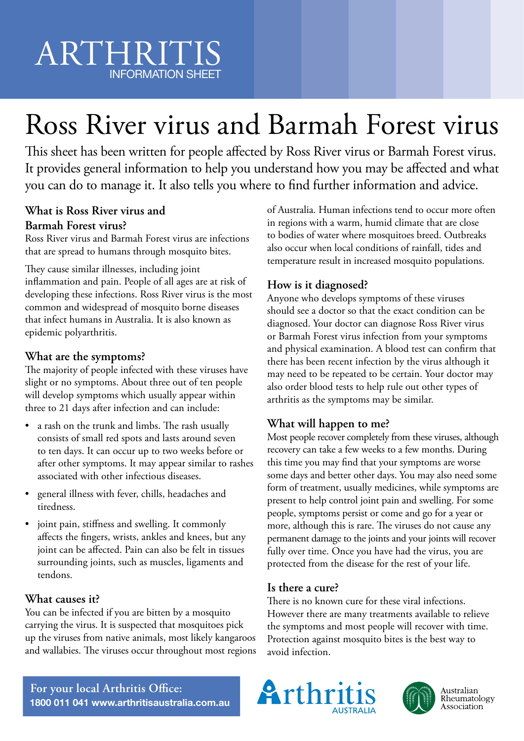# ARTHRITIS
INFORMATION SHEET

# Ross River virus and Barmah Forest virus

This sheet has been written for people affected by Ross River virus or Barmah Forest virus. It provides general information to help you understand how you may be affected and what you can do to manage it. It also tells you where to find further information and advice.

### What is Ross River virus and Barmah Forest virus?

Ross River virus and Barmah Forest virus are infections that are spread to humans through mosquito bites.

They cause similar illnesses, including joint inflammation and pain. People of all ages are at risk of developing these infections. Ross River virus is the most common and widespread of mosquito borne diseases that infect humans in Australia. It is also known as epidemic polyarthritis.

### What are the symptoms?

The majority of people infected with these viruses have slight or no symptoms. About three out of ten people will develop symptoms which usually appear within three to 21 days after infection and can include:

- a rash on the trunk and limbs. The rash usually consists of small red spots and lasts around seven to ten days. It can occur up to two weeks before or after other symptoms. It may appear similar to rashes associated with other infectious diseases.
- general illness with fever, chills, headaches and tiredness.
- joint pain, stiffness and swelling. It commonly affects the fingers, wrists, ankles and knees, but any joint can be affected. Pain can also be felt in tissues surrounding joints, such as muscles, ligaments and tendons.

### What causes it?

You can be infected if you are bitten by a mosquito carrying the virus. It is suspected that mosquitoes pick up the viruses from native animals, most likely kangaroos and wallabies. The viruses occur throughout most regions of Australia. Human infections tend to occur more often in regions with a warm, humid climate that are close to bodies of water where mosquitoes breed. Outbreaks also occur when local conditions of rainfall, tides and temperature result in increased mosquito populations.

### How is it diagnosed?

Anyone who develops symptoms of these viruses should see a doctor so that the exact condition can be diagnosed. Your doctor can diagnose Ross River virus or Barmah Forest virus infection from your symptoms and physical examination. A blood test can confirm that there has been recent infection by the virus although it may need to be repeated to be certain. Your doctor may also order blood tests to help rule out other types of arthritis as the symptoms may be similar.

### What will happen to me?

Most people recover completely from these viruses, although recovery can take a few weeks to a few months. During this time you may find that your symptoms are worse some days and better other days. You may also need some form of treatment, usually medicines, while symptoms are present to help control joint pain and swelling. For some people, symptoms persist or come and go for a year or more, although this is rare. The viruses do not cause any permanent damage to the joints and your joints will recover fully over time. Once you have had the virus, you are protected from the disease for the rest of your life.

### Is there a cure?

There is no known cure for these viral infections. However there are many treatments available to relieve the symptoms and most people will recover with time. Protection against mosquito bites is the best way to avoid infection.

**For your local Arthritis Office:**
**1800 011 041 www.arthritisaustralia.com.au**

Arthritis AUSTRALIA

Australian Rheumatology Association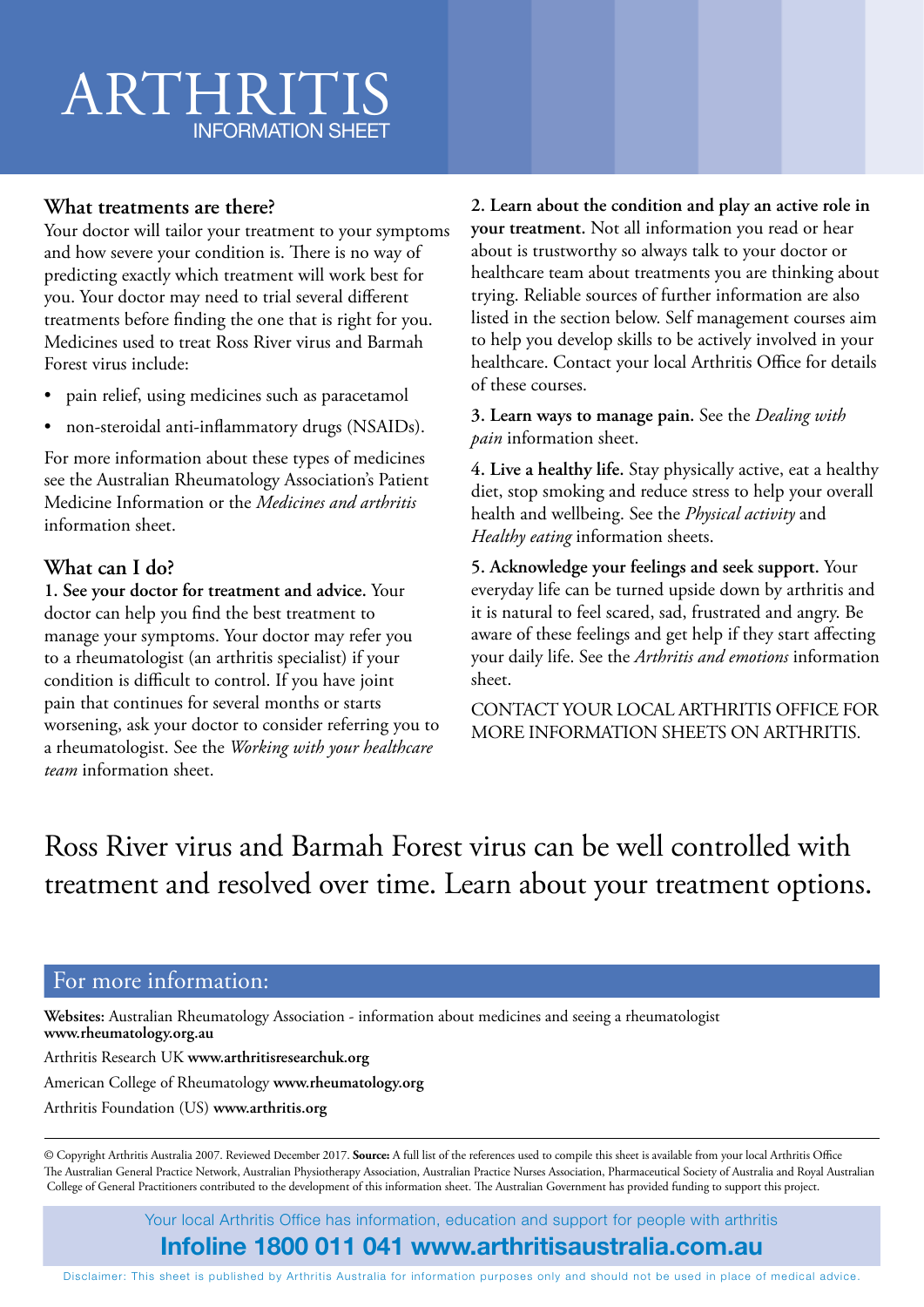# ARTHRITIS
INFORMATION SHEET

## What treatments are there?

Your doctor will tailor your treatment to your symptoms and how severe your condition is. There is no way of predicting exactly which treatment will work best for you. Your doctor may need to trial several different treatments before finding the one that is right for you. Medicines used to treat Ross River virus and Barmah Forest virus include:

- pain relief, using medicines such as paracetamol
- non-steroidal anti-inflammatory drugs (NSAIDs).

For more information about these types of medicines see the Australian Rheumatology Association's Patient Medicine Information or the *Medicines and arthritis* information sheet.

## What can I do?

**1. See your doctor for treatment and advice.** Your doctor can help you find the best treatment to manage your symptoms. Your doctor may refer you to a rheumatologist (an arthritis specialist) if your condition is difficult to control. If you have joint pain that continues for several months or starts worsening, ask your doctor to consider referring you to a rheumatologist. See the *Working with your healthcare team* information sheet.

**2. Learn about the condition and play an active role in your treatment.** Not all information you read or hear about is trustworthy so always talk to your doctor or healthcare team about treatments you are thinking about trying. Reliable sources of further information are also listed in the section below. Self management courses aim to help you develop skills to be actively involved in your healthcare. Contact your local Arthritis Office for details of these courses.

**3. Learn ways to manage pain.** See the *Dealing with pain* information sheet.

**4. Live a healthy life.** Stay physically active, eat a healthy diet, stop smoking and reduce stress to help your overall health and wellbeing. See the *Physical activity* and *Healthy eating* information sheets.

**5. Acknowledge your feelings and seek support.** Your everyday life can be turned upside down by arthritis and it is natural to feel scared, sad, frustrated and angry. Be aware of these feelings and get help if they start affecting your daily life. See the *Arthritis and emotions* information sheet.

CONTACT YOUR LOCAL ARTHRITIS OFFICE FOR MORE INFORMATION SHEETS ON ARTHRITIS.

Ross River virus and Barmah Forest virus can be well controlled with treatment and resolved over time. Learn about your treatment options.

## For more information:

**Websites:** Australian Rheumatology Association - information about medicines and seeing a rheumatologist **www.rheumatology.org.au**

Arthritis Research UK **www.arthritisresearchuk.org**

American College of Rheumatology **www.rheumatology.org**

Arthritis Foundation (US) **www.arthritis.org**

© Copyright Arthritis Australia 2007. Reviewed December 2017. **Source:** A full list of the references used to compile this sheet is available from your local Arthritis Office
The Australian General Practice Network, Australian Physiotherapy Association, Australian Practice Nurses Association, Pharmaceutical Society of Australia and Royal Australian College of General Practitioners contributed to the development of this information sheet. The Australian Government has provided funding to support this project.

Your local Arthritis Office has information, education and support for people with arthritis

**Infoline 1800 011 041 www.arthritisaustralia.com.au**

Disclaimer: This sheet is published by Arthritis Australia for information purposes only and should not be used in place of medical advice.